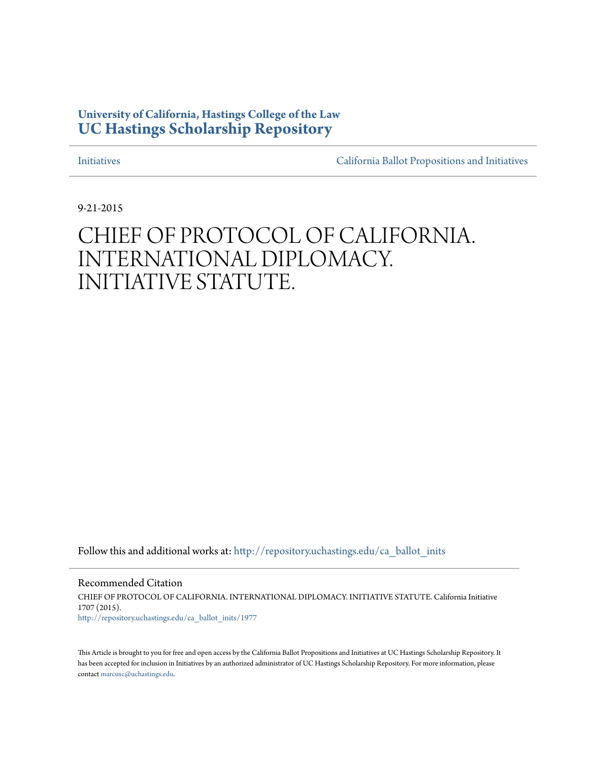University of California, Hastings College of the Law
**UC Hastings Scholarship Repository**

Initiatives | California Ballot Propositions and Initiatives

9-21-2015

# CHIEF OF PROTOCOL OF CALIFORNIA. INTERNATIONAL DIPLOMACY. INITIATIVE STATUTE.

Follow this and additional works at: http://repository.uchastings.edu/ca_ballot_inits

## Recommended Citation

CHIEF OF PROTOCOL OF CALIFORNIA. INTERNATIONAL DIPLOMACY. INITIATIVE STATUTE. California Initiative 1707 (2015).
http://repository.uchastings.edu/ca_ballot_inits/1977

This Article is brought to you for free and open access by the California Ballot Propositions and Initiatives at UC Hastings Scholarship Repository. It has been accepted for inclusion in Initiatives by an authorized administrator of UC Hastings Scholarship Repository. For more information, please contact marcusc@uchastings.edu.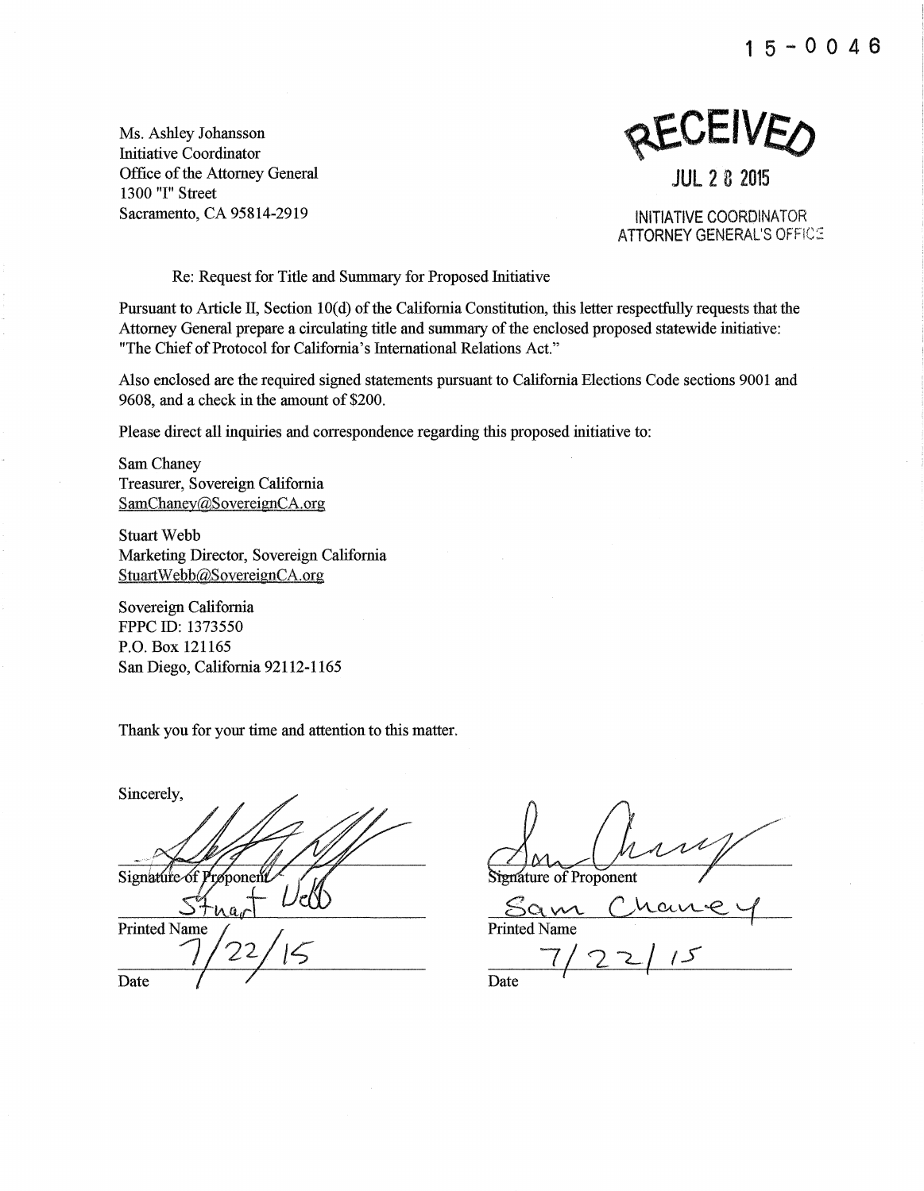15-0046

Ms. Ashley Johansson
Initiative Coordinator
Office of the Attorney General
1300 "I" Street
Sacramento, CA 95814-2919

RECEIVED
JUL 28 2015
INITIATIVE COORDINATOR
ATTORNEY GENERAL'S OFFICE

Re: Request for Title and Summary for Proposed Initiative

Pursuant to Article II, Section 10(d) of the California Constitution, this letter respectfully requests that the Attorney General prepare a circulating title and summary of the enclosed proposed statewide initiative: "The Chief of Protocol for California's International Relations Act."

Also enclosed are the required signed statements pursuant to California Elections Code sections 9001 and 9608, and a check in the amount of $200.

Please direct all inquiries and correspondence regarding this proposed initiative to:

Sam Chaney
Treasurer, Sovereign California
SamChaney@SovereignCA.org

Stuart Webb
Marketing Director, Sovereign California
StuartWebb@SovereignCA.org

Sovereign California
FPPC ID: 1373550
P.O. Box 121165
San Diego, California 92112-1165

Thank you for your time and attention to this matter.

Sincerely,

Signature of Proponent
Stuart Webb
Printed Name
7/22/15
Date

Signature of Proponent
Sam Chaney
Printed Name
7/22/15
Date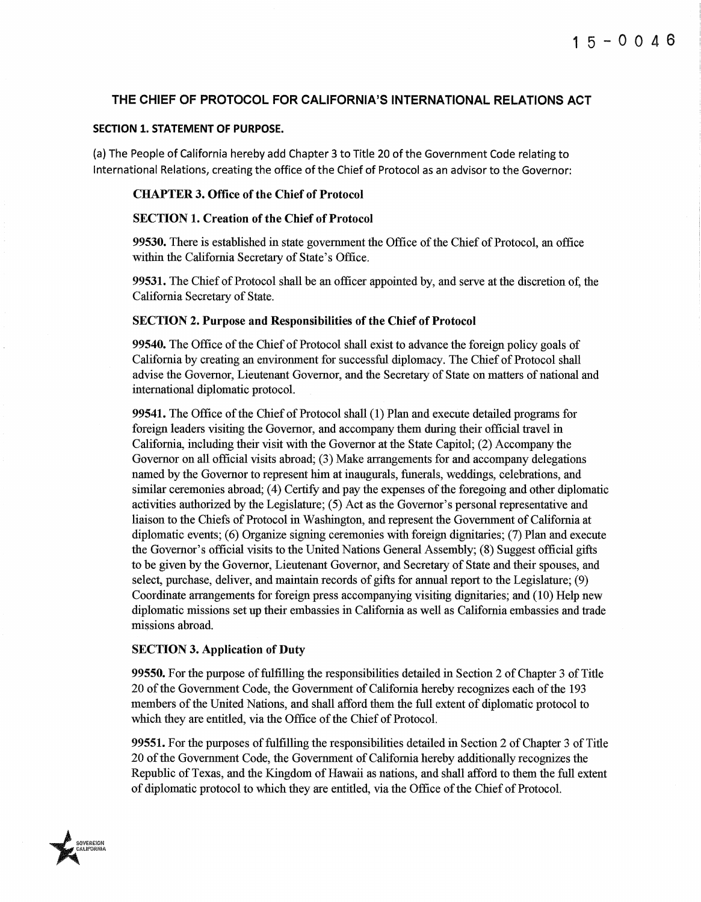15-0046

## THE CHIEF OF PROTOCOL FOR CALIFORNIA'S INTERNATIONAL RELATIONS ACT

**SECTION 1. STATEMENT OF PURPOSE.**

(a) The People of California hereby add Chapter 3 to Title 20 of the Government Code relating to International Relations, creating the office of the Chief of Protocol as an advisor to the Governor:

**CHAPTER 3. Office of the Chief of Protocol**

**SECTION 1. Creation of the Chief of Protocol**

**99530.** There is established in state government the Office of the Chief of Protocol, an office within the California Secretary of State's Office.

**99531.** The Chief of Protocol shall be an officer appointed by, and serve at the discretion of, the California Secretary of State.

**SECTION 2. Purpose and Responsibilities of the Chief of Protocol**

**99540.** The Office of the Chief of Protocol shall exist to advance the foreign policy goals of California by creating an environment for successful diplomacy. The Chief of Protocol shall advise the Governor, Lieutenant Governor, and the Secretary of State on matters of national and international diplomatic protocol.

**99541.** The Office of the Chief of Protocol shall (1) Plan and execute detailed programs for foreign leaders visiting the Governor, and accompany them during their official travel in California, including their visit with the Governor at the State Capitol; (2) Accompany the Governor on all official visits abroad; (3) Make arrangements for and accompany delegations named by the Governor to represent him at inaugurals, funerals, weddings, celebrations, and similar ceremonies abroad; (4) Certify and pay the expenses of the foregoing and other diplomatic activities authorized by the Legislature; (5) Act as the Governor's personal representative and liaison to the Chiefs of Protocol in Washington, and represent the Government of California at diplomatic events; (6) Organize signing ceremonies with foreign dignitaries; (7) Plan and execute the Governor's official visits to the United Nations General Assembly; (8) Suggest official gifts to be given by the Governor, Lieutenant Governor, and Secretary of State and their spouses, and select, purchase, deliver, and maintain records of gifts for annual report to the Legislature; (9) Coordinate arrangements for foreign press accompanying visiting dignitaries; and (10) Help new diplomatic missions set up their embassies in California as well as California embassies and trade missions abroad.

**SECTION 3. Application of Duty**

**99550.** For the purpose of fulfilling the responsibilities detailed in Section 2 of Chapter 3 of Title 20 of the Government Code, the Government of California hereby recognizes each of the 193 members of the United Nations, and shall afford them the full extent of diplomatic protocol to which they are entitled, via the Office of the Chief of Protocol.

**99551.** For the purposes of fulfilling the responsibilities detailed in Section 2 of Chapter 3 of Title 20 of the Government Code, the Government of California hereby additionally recognizes the Republic of Texas, and the Kingdom of Hawaii as nations, and shall afford to them the full extent of diplomatic protocol to which they are entitled, via the Office of the Chief of Protocol.

SOVEREIGN CALIFORNIA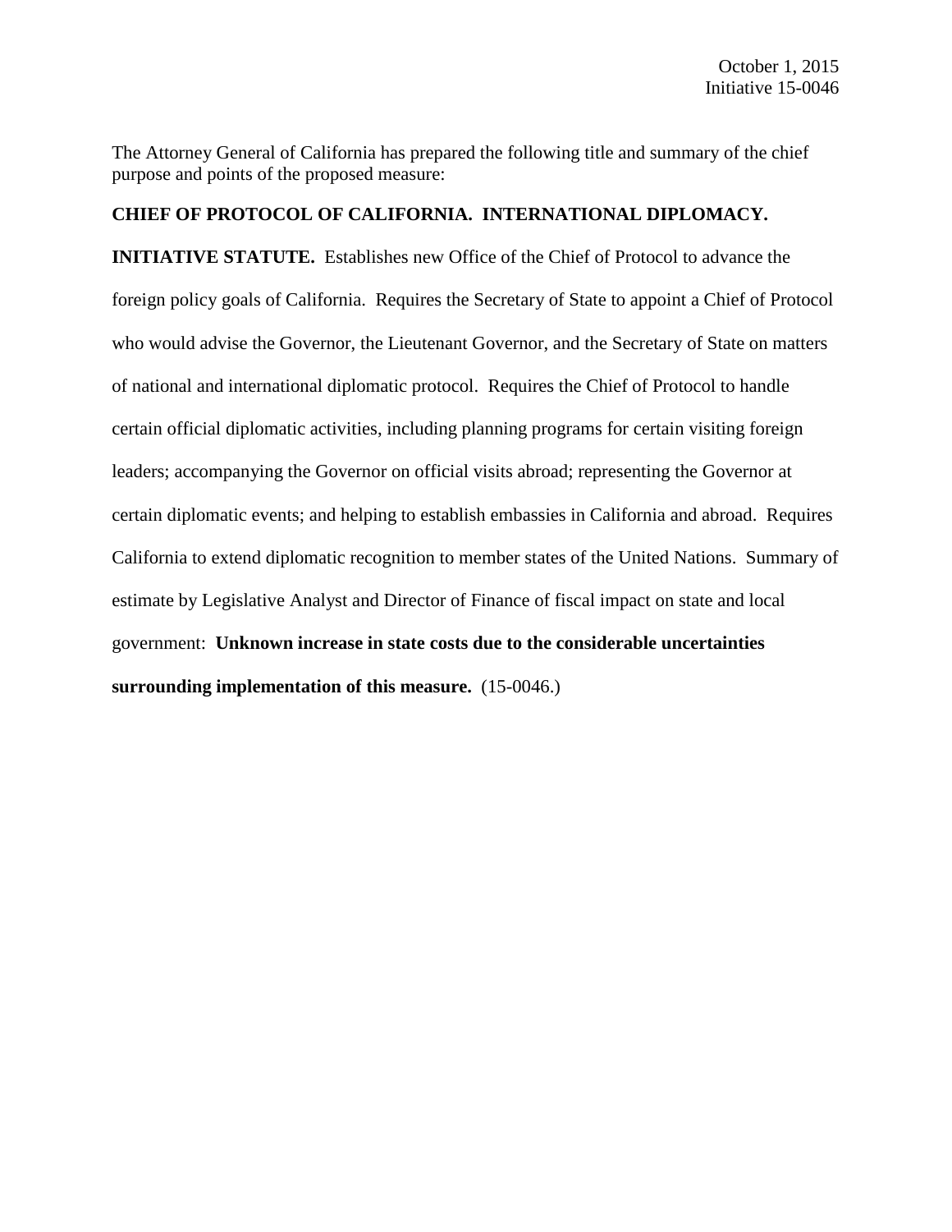October 1, 2015
Initiative 15-0046

The Attorney General of California has prepared the following title and summary of the chief purpose and points of the proposed measure:

**CHIEF OF PROTOCOL OF CALIFORNIA. INTERNATIONAL DIPLOMACY.**

**INITIATIVE STATUTE.** Establishes new Office of the Chief of Protocol to advance the foreign policy goals of California. Requires the Secretary of State to appoint a Chief of Protocol who would advise the Governor, the Lieutenant Governor, and the Secretary of State on matters of national and international diplomatic protocol. Requires the Chief of Protocol to handle certain official diplomatic activities, including planning programs for certain visiting foreign leaders; accompanying the Governor on official visits abroad; representing the Governor at certain diplomatic events; and helping to establish embassies in California and abroad. Requires California to extend diplomatic recognition to member states of the United Nations. Summary of estimate by Legislative Analyst and Director of Finance of fiscal impact on state and local government: **Unknown increase in state costs due to the considerable uncertainties surrounding implementation of this measure.** (15-0046.)